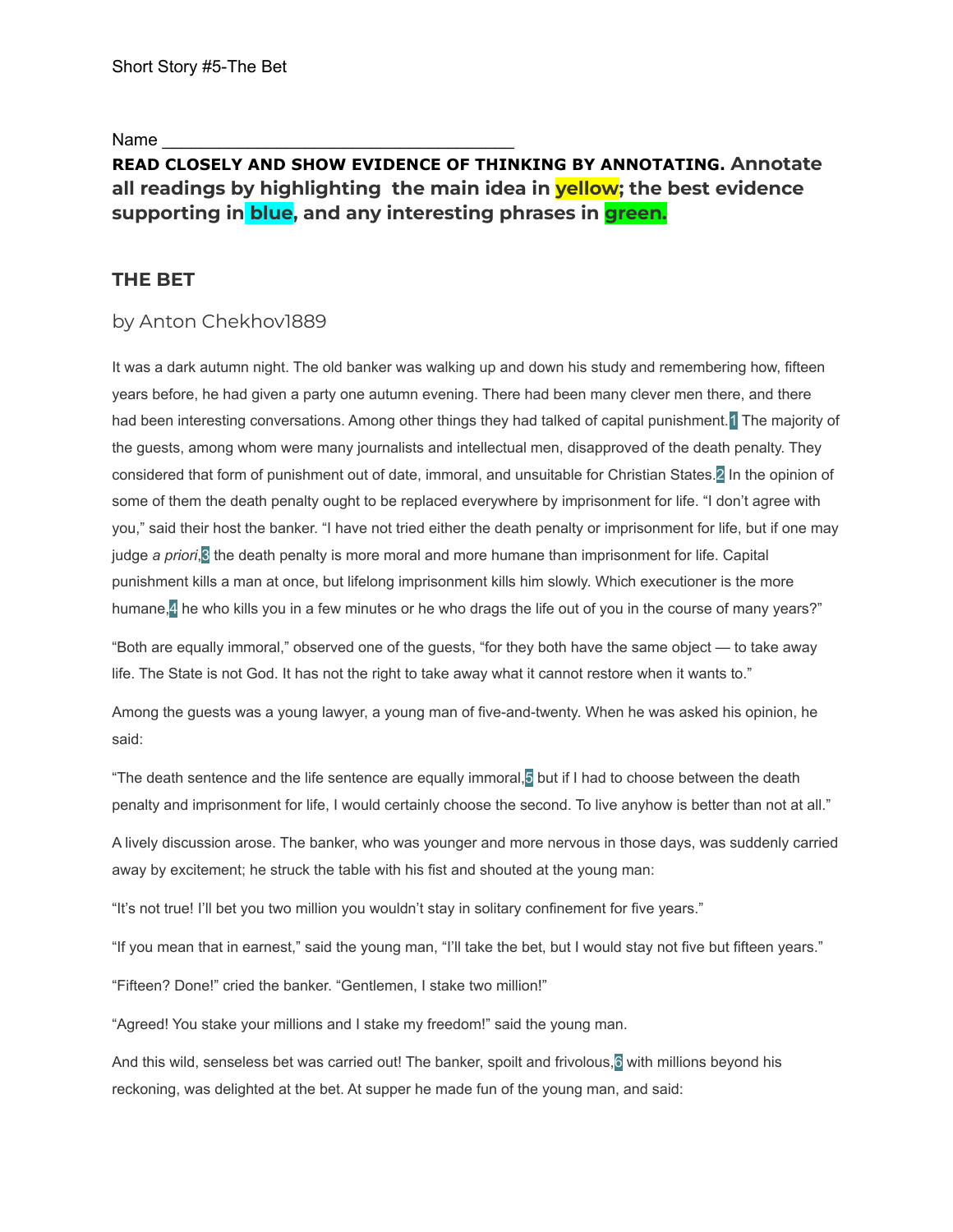Short Story #5-The Bet

Name ___________________________________

**READ CLOSELY AND SHOW EVIDENCE OF THINKING BY ANNOTATING. Annotate all readings by highlighting the main idea in yellow; the best evidence supporting in blue, and any interesting phrases in green.**

## THE BET

### by Anton Chekhov1889

It was a dark autumn night. The old banker was walking up and down his study and remembering how, fifteen years before, he had given a party one autumn evening. There had been many clever men there, and there had been interesting conversations. Among other things they had talked of capital punishment.[1] The majority of the guests, among whom were many journalists and intellectual men, disapproved of the death penalty. They considered that form of punishment out of date, immoral, and unsuitable for Christian States.[2] In the opinion of some of them the death penalty ought to be replaced everywhere by imprisonment for life. "I don't agree with you," said their host the banker. "I have not tried either the death penalty or imprisonment for life, but if one may judge *a priori*,[3] the death penalty is more moral and more humane than imprisonment for life. Capital punishment kills a man at once, but lifelong imprisonment kills him slowly. Which executioner is the more humane,[4] he who kills you in a few minutes or he who drags the life out of you in the course of many years?"

"Both are equally immoral," observed one of the guests, "for they both have the same object — to take away life. The State is not God. It has not the right to take away what it cannot restore when it wants to."

Among the guests was a young lawyer, a young man of five-and-twenty. When he was asked his opinion, he said:

"The death sentence and the life sentence are equally immoral,[5] but if I had to choose between the death penalty and imprisonment for life, I would certainly choose the second. To live anyhow is better than not at all."

A lively discussion arose. The banker, who was younger and more nervous in those days, was suddenly carried away by excitement; he struck the table with his fist and shouted at the young man:

"It's not true! I'll bet you two million you wouldn't stay in solitary confinement for five years."

"If you mean that in earnest," said the young man, "I'll take the bet, but I would stay not five but fifteen years."

"Fifteen? Done!" cried the banker. "Gentlemen, I stake two million!"

"Agreed! You stake your millions and I stake my freedom!" said the young man.

And this wild, senseless bet was carried out! The banker, spoilt and frivolous,[6] with millions beyond his reckoning, was delighted at the bet. At supper he made fun of the young man, and said: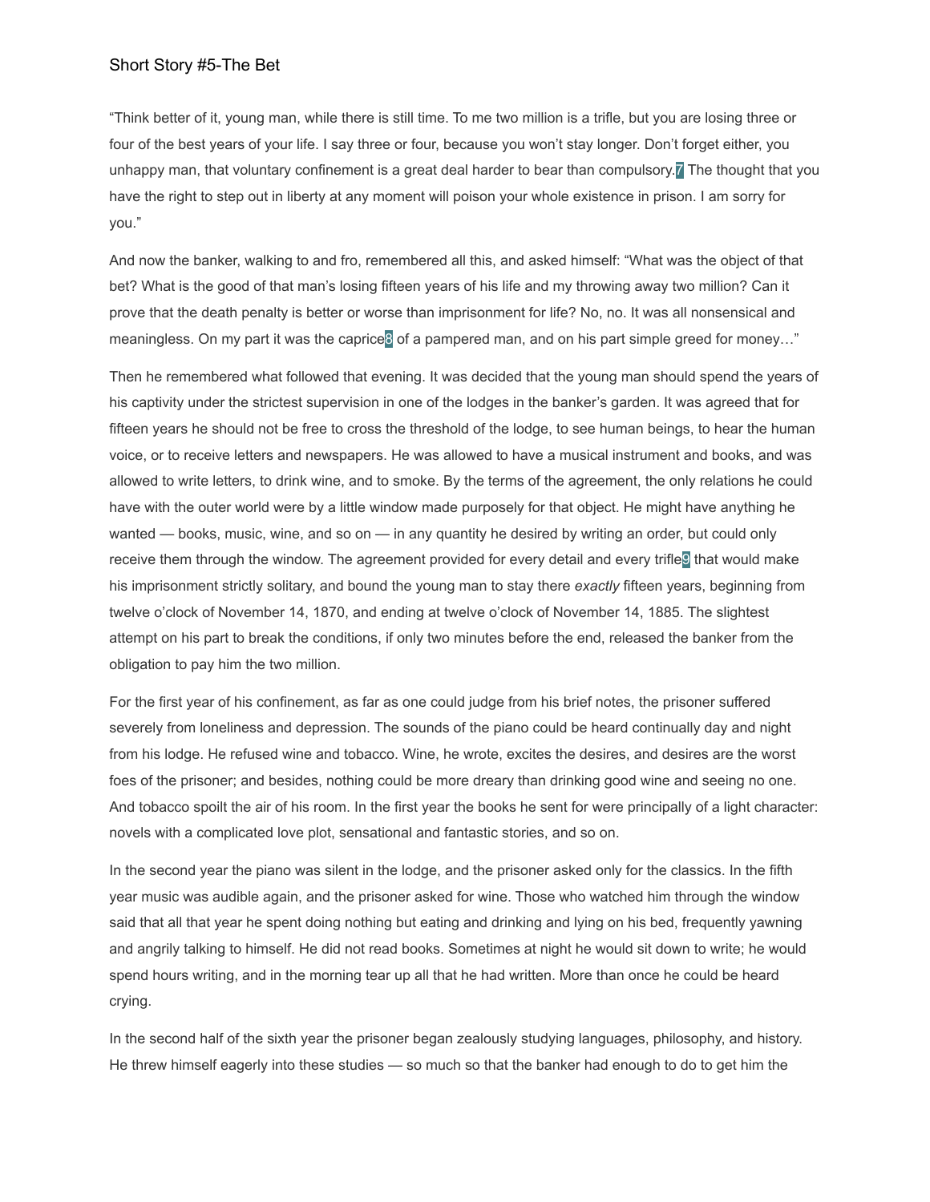“Think better of it, young man, while there is still time. To me two million is a trifle, but you are losing three or four of the best years of your life. I say three or four, because you won’t stay longer. Don’t forget either, you unhappy man, that voluntary confinement is a great deal harder to bear than compulsory.[7] The thought that you have the right to step out in liberty at any moment will poison your whole existence in prison. I am sorry for you.”

And now the banker, walking to and fro, remembered all this, and asked himself: “What was the object of that bet? What is the good of that man’s losing fifteen years of his life and my throwing away two million? Can it prove that the death penalty is better or worse than imprisonment for life? No, no. It was all nonsensical and meaningless. On my part it was the caprice[8] of a pampered man, and on his part simple greed for money…”

Then he remembered what followed that evening. It was decided that the young man should spend the years of his captivity under the strictest supervision in one of the lodges in the banker’s garden. It was agreed that for fifteen years he should not be free to cross the threshold of the lodge, to see human beings, to hear the human voice, or to receive letters and newspapers. He was allowed to have a musical instrument and books, and was allowed to write letters, to drink wine, and to smoke. By the terms of the agreement, the only relations he could have with the outer world were by a little window made purposely for that object. He might have anything he wanted — books, music, wine, and so on — in any quantity he desired by writing an order, but could only receive them through the window. The agreement provided for every detail and every trifle[9] that would make his imprisonment strictly solitary, and bound the young man to stay there *exactly* fifteen years, beginning from twelve o’clock of November 14, 1870, and ending at twelve o’clock of November 14, 1885. The slightest attempt on his part to break the conditions, if only two minutes before the end, released the banker from the obligation to pay him the two million.

For the first year of his confinement, as far as one could judge from his brief notes, the prisoner suffered severely from loneliness and depression. The sounds of the piano could be heard continually day and night from his lodge. He refused wine and tobacco. Wine, he wrote, excites the desires, and desires are the worst foes of the prisoner; and besides, nothing could be more dreary than drinking good wine and seeing no one. And tobacco spoilt the air of his room. In the first year the books he sent for were principally of a light character: novels with a complicated love plot, sensational and fantastic stories, and so on.

In the second year the piano was silent in the lodge, and the prisoner asked only for the classics. In the fifth year music was audible again, and the prisoner asked for wine. Those who watched him through the window said that all that year he spent doing nothing but eating and drinking and lying on his bed, frequently yawning and angrily talking to himself. He did not read books. Sometimes at night he would sit down to write; he would spend hours writing, and in the morning tear up all that he had written. More than once he could be heard crying.

In the second half of the sixth year the prisoner began zealously studying languages, philosophy, and history. He threw himself eagerly into these studies — so much so that the banker had enough to do to get him the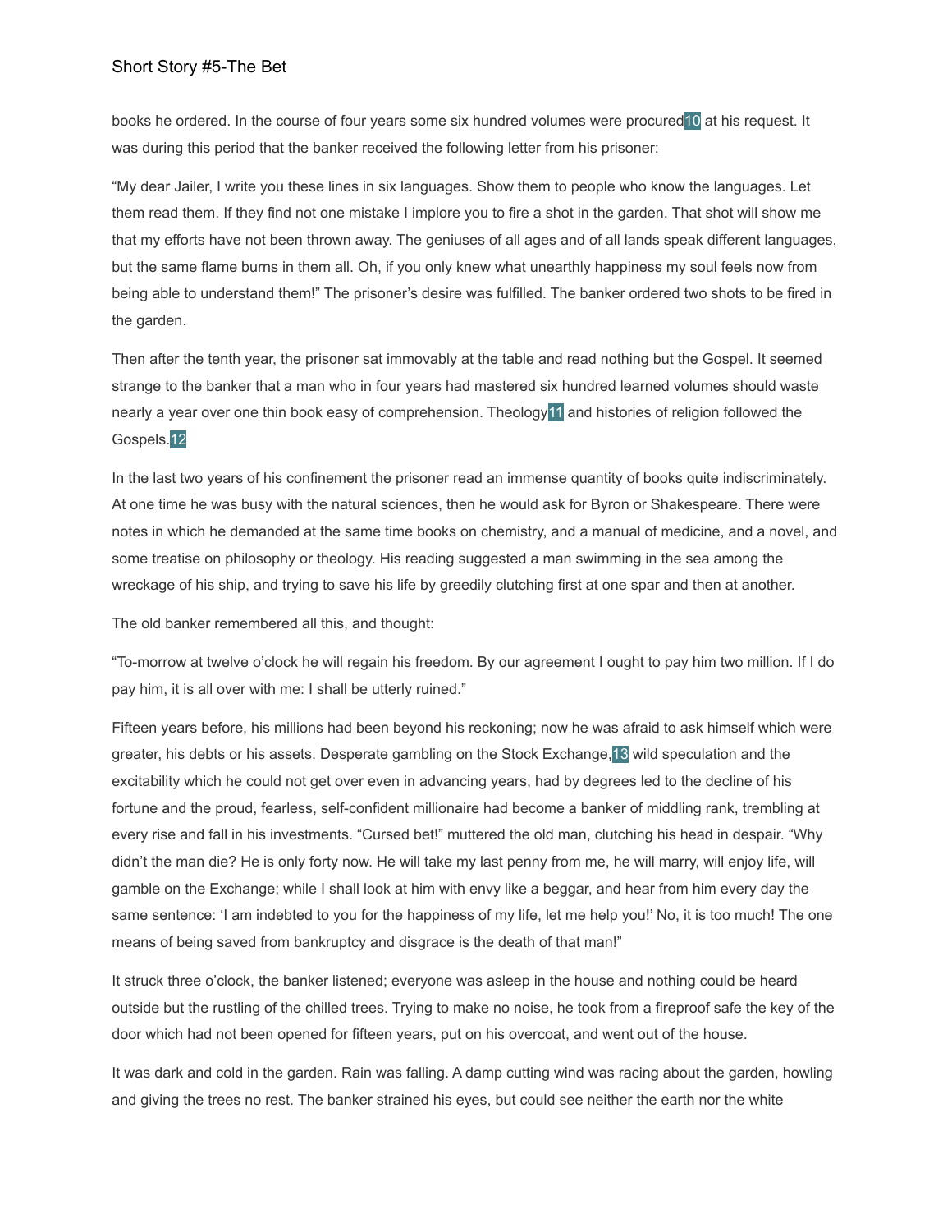books he ordered. In the course of four years some six hundred volumes were procured[10] at his request. It was during this period that the banker received the following letter from his prisoner:

“My dear Jailer, I write you these lines in six languages. Show them to people who know the languages. Let them read them. If they find not one mistake I implore you to fire a shot in the garden. That shot will show me that my efforts have not been thrown away. The geniuses of all ages and of all lands speak different languages, but the same flame burns in them all. Oh, if you only knew what unearthly happiness my soul feels now from being able to understand them!” The prisoner’s desire was fulfilled. The banker ordered two shots to be fired in the garden.

Then after the tenth year, the prisoner sat immovably at the table and read nothing but the Gospel. It seemed strange to the banker that a man who in four years had mastered six hundred learned volumes should waste nearly a year over one thin book easy of comprehension. Theology[11] and histories of religion followed the Gospels.[12]

In the last two years of his confinement the prisoner read an immense quantity of books quite indiscriminately. At one time he was busy with the natural sciences, then he would ask for Byron or Shakespeare. There were notes in which he demanded at the same time books on chemistry, and a manual of medicine, and a novel, and some treatise on philosophy or theology. His reading suggested a man swimming in the sea among the wreckage of his ship, and trying to save his life by greedily clutching first at one spar and then at another.

The old banker remembered all this, and thought:

“To-morrow at twelve o’clock he will regain his freedom. By our agreement I ought to pay him two million. If I do pay him, it is all over with me: I shall be utterly ruined.”

Fifteen years before, his millions had been beyond his reckoning; now he was afraid to ask himself which were greater, his debts or his assets. Desperate gambling on the Stock Exchange,[13] wild speculation and the excitability which he could not get over even in advancing years, had by degrees led to the decline of his fortune and the proud, fearless, self-confident millionaire had become a banker of middling rank, trembling at every rise and fall in his investments. “Cursed bet!” muttered the old man, clutching his head in despair. “Why didn’t the man die? He is only forty now. He will take my last penny from me, he will marry, will enjoy life, will gamble on the Exchange; while I shall look at him with envy like a beggar, and hear from him every day the same sentence: ‘I am indebted to you for the happiness of my life, let me help you!’ No, it is too much! The one means of being saved from bankruptcy and disgrace is the death of that man!”

It struck three o’clock, the banker listened; everyone was asleep in the house and nothing could be heard outside but the rustling of the chilled trees. Trying to make no noise, he took from a fireproof safe the key of the door which had not been opened for fifteen years, put on his overcoat, and went out of the house.

It was dark and cold in the garden. Rain was falling. A damp cutting wind was racing about the garden, howling and giving the trees no rest. The banker strained his eyes, but could see neither the earth nor the white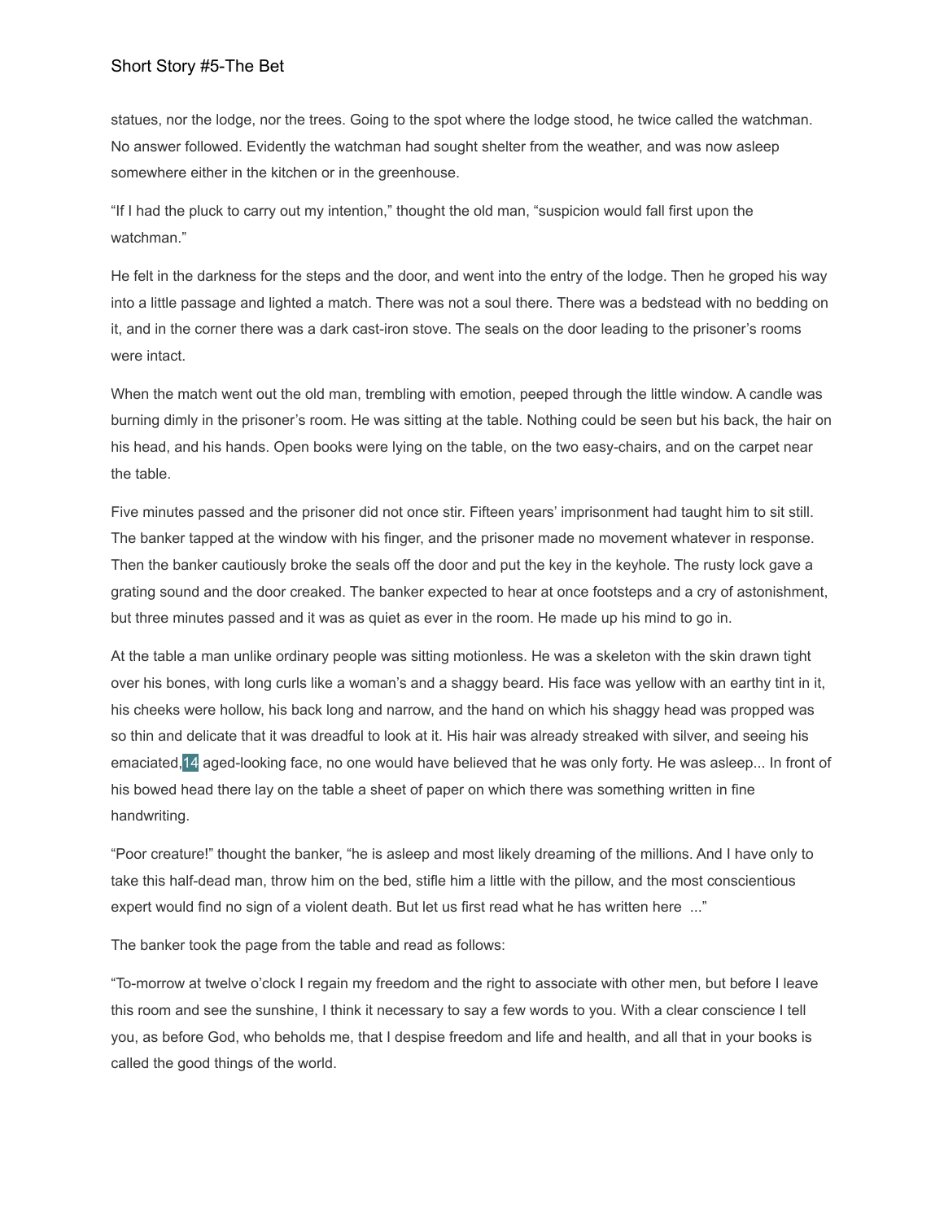statues, nor the lodge, nor the trees. Going to the spot where the lodge stood, he twice called the watchman. No answer followed. Evidently the watchman had sought shelter from the weather, and was now asleep somewhere either in the kitchen or in the greenhouse.

"If I had the pluck to carry out my intention," thought the old man, "suspicion would fall first upon the watchman."

He felt in the darkness for the steps and the door, and went into the entry of the lodge. Then he groped his way into a little passage and lighted a match. There was not a soul there. There was a bedstead with no bedding on it, and in the corner there was a dark cast-iron stove. The seals on the door leading to the prisoner's rooms were intact.

When the match went out the old man, trembling with emotion, peeped through the little window. A candle was burning dimly in the prisoner's room. He was sitting at the table. Nothing could be seen but his back, the hair on his head, and his hands. Open books were lying on the table, on the two easy-chairs, and on the carpet near the table.

Five minutes passed and the prisoner did not once stir. Fifteen years' imprisonment had taught him to sit still. The banker tapped at the window with his finger, and the prisoner made no movement whatever in response. Then the banker cautiously broke the seals off the door and put the key in the keyhole. The rusty lock gave a grating sound and the door creaked. The banker expected to hear at once footsteps and a cry of astonishment, but three minutes passed and it was as quiet as ever in the room. He made up his mind to go in.

At the table a man unlike ordinary people was sitting motionless. He was a skeleton with the skin drawn tight over his bones, with long curls like a woman's and a shaggy beard. His face was yellow with an earthy tint in it, his cheeks were hollow, his back long and narrow, and the hand on which his shaggy head was propped was so thin and delicate that it was dreadful to look at it. His hair was already streaked with silver, and seeing his emaciated,[14] aged-looking face, no one would have believed that he was only forty. He was asleep... In front of his bowed head there lay on the table a sheet of paper on which there was something written in fine handwriting.

"Poor creature!" thought the banker, "he is asleep and most likely dreaming of the millions. And I have only to take this half-dead man, throw him on the bed, stifle him a little with the pillow, and the most conscientious expert would find no sign of a violent death. But let us first read what he has written here ..."

The banker took the page from the table and read as follows:

"To-morrow at twelve o'clock I regain my freedom and the right to associate with other men, but before I leave this room and see the sunshine, I think it necessary to say a few words to you. With a clear conscience I tell you, as before God, who beholds me, that I despise freedom and life and health, and all that in your books is called the good things of the world.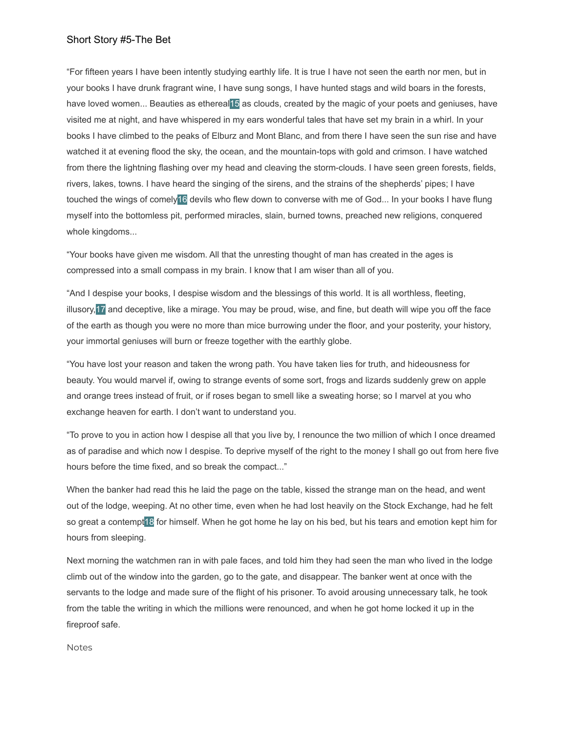Short Story #5-The Bet

"For fifteen years I have been intently studying earthly life. It is true I have not seen the earth nor men, but in your books I have drunk fragrant wine, I have sung songs, I have hunted stags and wild boars in the forests, have loved women... Beauties as ethereal[15] as clouds, created by the magic of your poets and geniuses, have visited me at night, and have whispered in my ears wonderful tales that have set my brain in a whirl. In your books I have climbed to the peaks of Elburz and Mont Blanc, and from there I have seen the sun rise and have watched it at evening flood the sky, the ocean, and the mountain-tops with gold and crimson. I have watched from there the lightning flashing over my head and cleaving the storm-clouds. I have seen green forests, fields, rivers, lakes, towns. I have heard the singing of the sirens, and the strains of the shepherds' pipes; I have touched the wings of comely[16] devils who flew down to converse with me of God... In your books I have flung myself into the bottomless pit, performed miracles, slain, burned towns, preached new religions, conquered whole kingdoms...

"Your books have given me wisdom. All that the unresting thought of man has created in the ages is compressed into a small compass in my brain. I know that I am wiser than all of you.

"And I despise your books, I despise wisdom and the blessings of this world. It is all worthless, fleeting, illusory,[17] and deceptive, like a mirage. You may be proud, wise, and fine, but death will wipe you off the face of the earth as though you were no more than mice burrowing under the floor, and your posterity, your history, your immortal geniuses will burn or freeze together with the earthly globe.

"You have lost your reason and taken the wrong path. You have taken lies for truth, and hideousness for beauty. You would marvel if, owing to strange events of some sort, frogs and lizards suddenly grew on apple and orange trees instead of fruit, or if roses began to smell like a sweating horse; so I marvel at you who exchange heaven for earth. I don't want to understand you.

"To prove to you in action how I despise all that you live by, I renounce the two million of which I once dreamed as of paradise and which now I despise. To deprive myself of the right to the money I shall go out from here five hours before the time fixed, and so break the compact..."

When the banker had read this he laid the page on the table, kissed the strange man on the head, and went out of the lodge, weeping. At no other time, even when he had lost heavily on the Stock Exchange, had he felt so great a contempt[18] for himself. When he got home he lay on his bed, but his tears and emotion kept him for hours from sleeping.

Next morning the watchmen ran in with pale faces, and told him they had seen the man who lived in the lodge climb out of the window into the garden, go to the gate, and disappear. The banker went at once with the servants to the lodge and made sure of the flight of his prisoner. To avoid arousing unnecessary talk, he took from the table the writing in which the millions were renounced, and when he got home locked it up in the fireproof safe.

Notes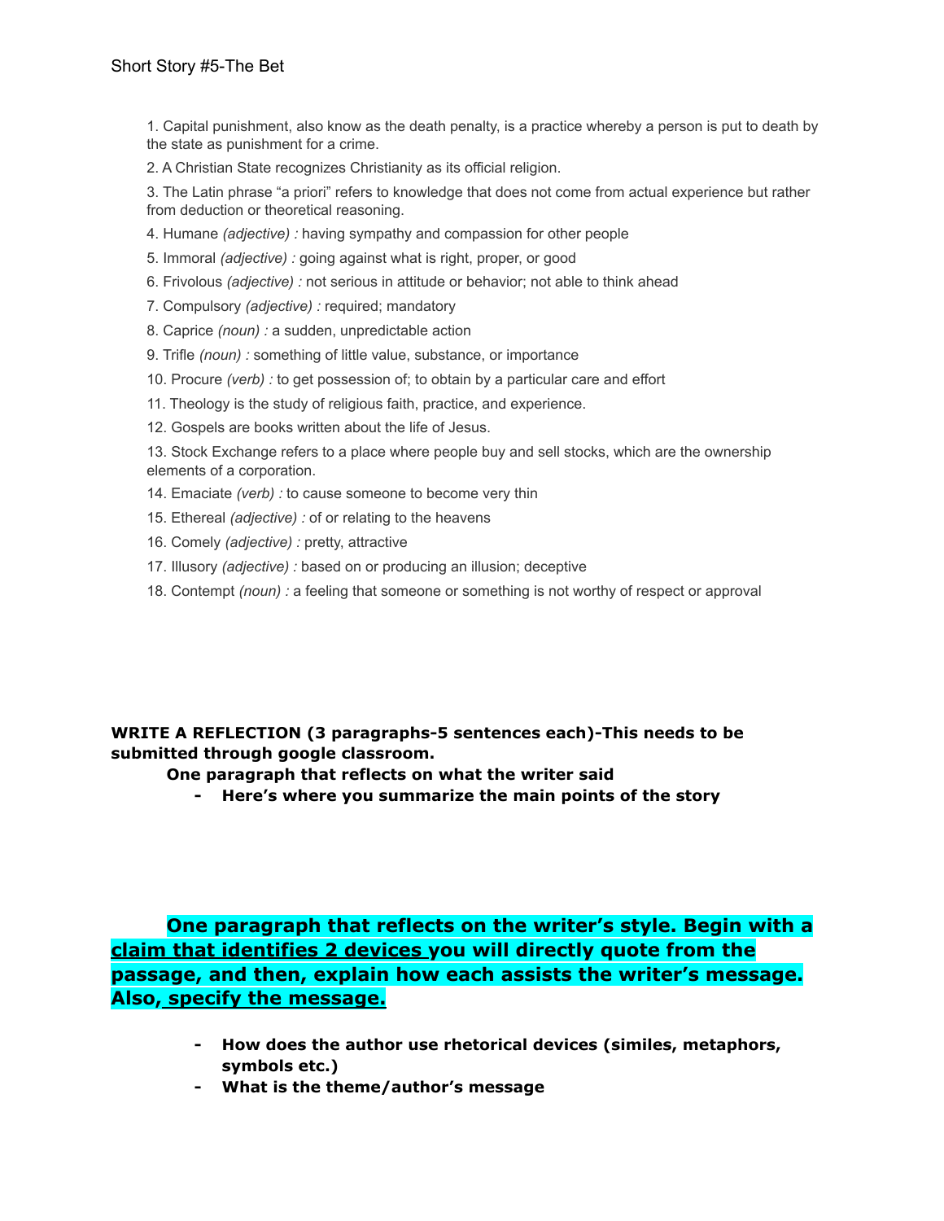Short Story #5-The Bet

1. Capital punishment, also know as the death penalty, is a practice whereby a person is put to death by the state as punishment for a crime.
2. A Christian State recognizes Christianity as its official religion.
3. The Latin phrase "a priori" refers to knowledge that does not come from actual experience but rather from deduction or theoretical reasoning.
4. Humane *(adjective) :* having sympathy and compassion for other people
5. Immoral *(adjective) :* going against what is right, proper, or good
6. Frivolous *(adjective) :* not serious in attitude or behavior; not able to think ahead
7. Compulsory *(adjective) :* required; mandatory
8. Caprice *(noun) :* a sudden, unpredictable action
9. Trifle *(noun) :* something of little value, substance, or importance
10. Procure *(verb) :* to get possession of; to obtain by a particular care and effort
11. Theology is the study of religious faith, practice, and experience.
12. Gospels are books written about the life of Jesus.
13. Stock Exchange refers to a place where people buy and sell stocks, which are the ownership elements of a corporation.
14. Emaciate *(verb) :* to cause someone to become very thin
15. Ethereal *(adjective) :* of or relating to the heavens
16. Comely *(adjective) :* pretty, attractive
17. Illusory *(adjective) :* based on or producing an illusion; deceptive
18. Contempt *(noun) :* a feeling that someone or something is not worthy of respect or approval

**WRITE A REFLECTION (3 paragraphs-5 sentences each)-This needs to be submitted through google classroom.**

**One paragraph that reflects on what the writer said**

- **Here's where you summarize the main points of the story**

**One paragraph that reflects on the writer's style. Begin with a <u>claim that identifies 2 devices</u> you will directly quote from the passage, and then, explain how each assists the writer's message. Also, <u>specify the message.</u>**

- **How does the author use rhetorical devices (similes, metaphors, symbols etc.)**
- **What is the theme/author's message**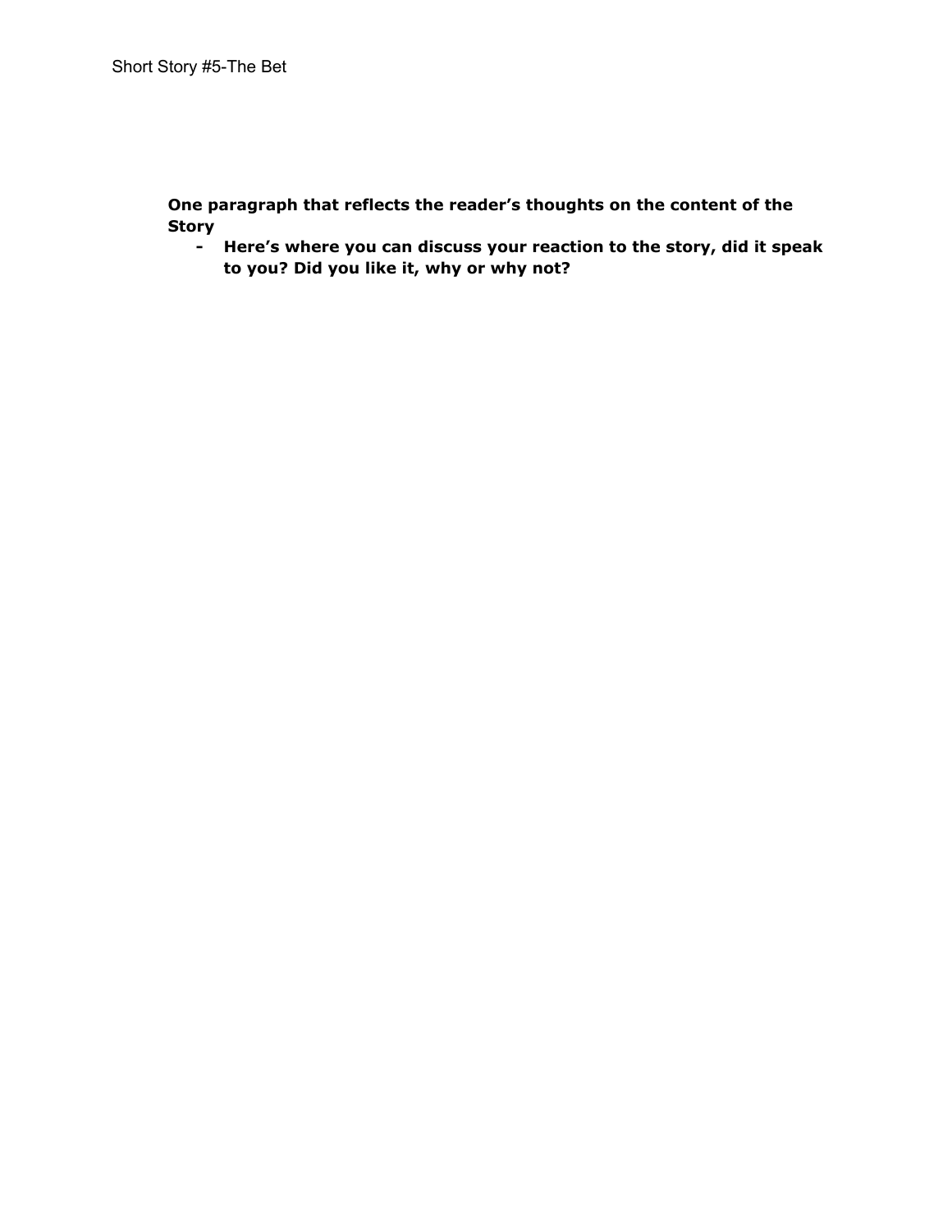Short Story #5-The Bet

**One paragraph that reflects the reader's thoughts on the content of the Story**

- **Here's where you can discuss your reaction to the story, did it speak to you? Did you like it, why or why not?**